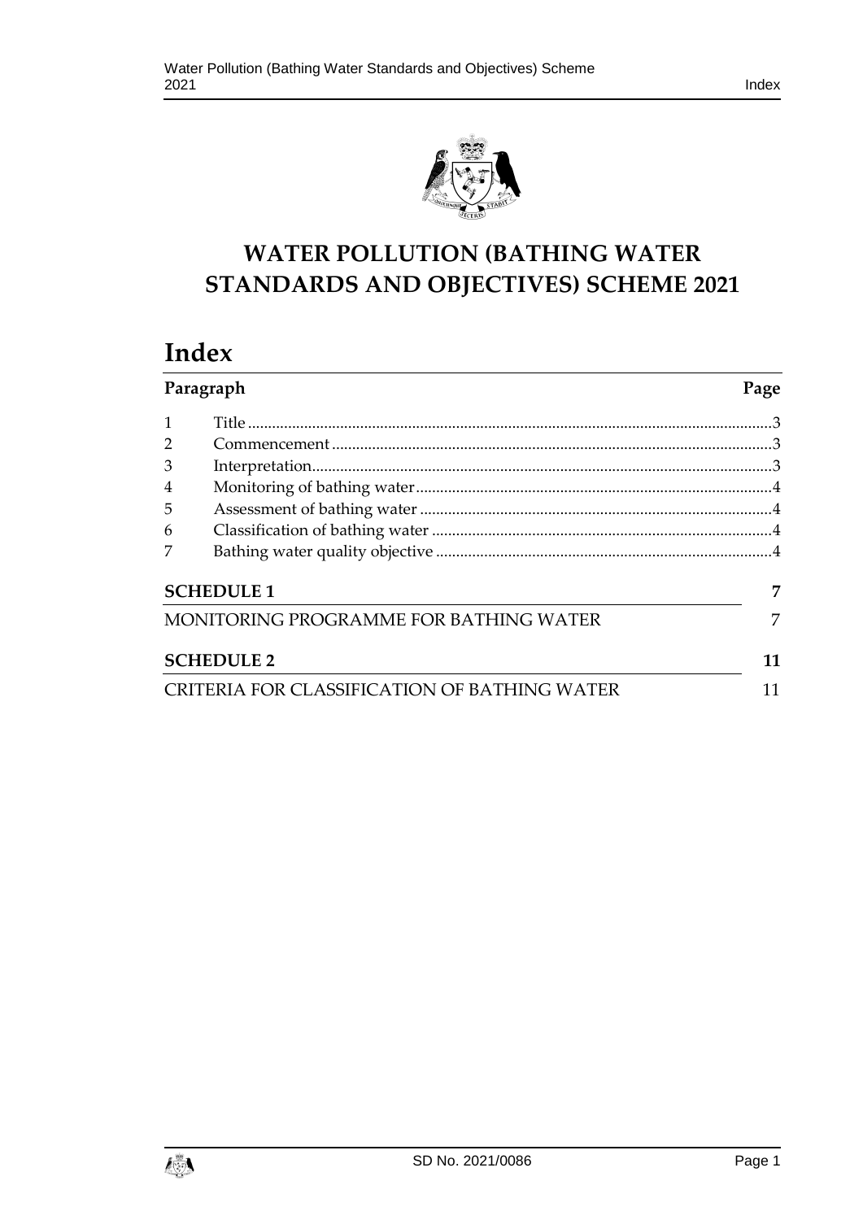# WATER POLLUTION (BATHING WATER STANDARDS AND OBJECTIVES) SCHEME 2021

# Index

| Paragraph | | Page |
|---|---|---|
| 1 | Title | 3 |
| 2 | Commencement | 3 |
| 3 | Interpretation | 3 |
| 4 | Monitoring of bathing water | 4 |
| 5 | Assessment of bathing water | 4 |
| 6 | Classification of bathing water | 4 |
| 7 | Bathing water quality objective | 4 |

**SCHEDULE 1** 7

MONITORING PROGRAMME FOR BATHING WATER 7

**SCHEDULE 2** 11

CRITERIA FOR CLASSIFICATION OF BATHING WATER 11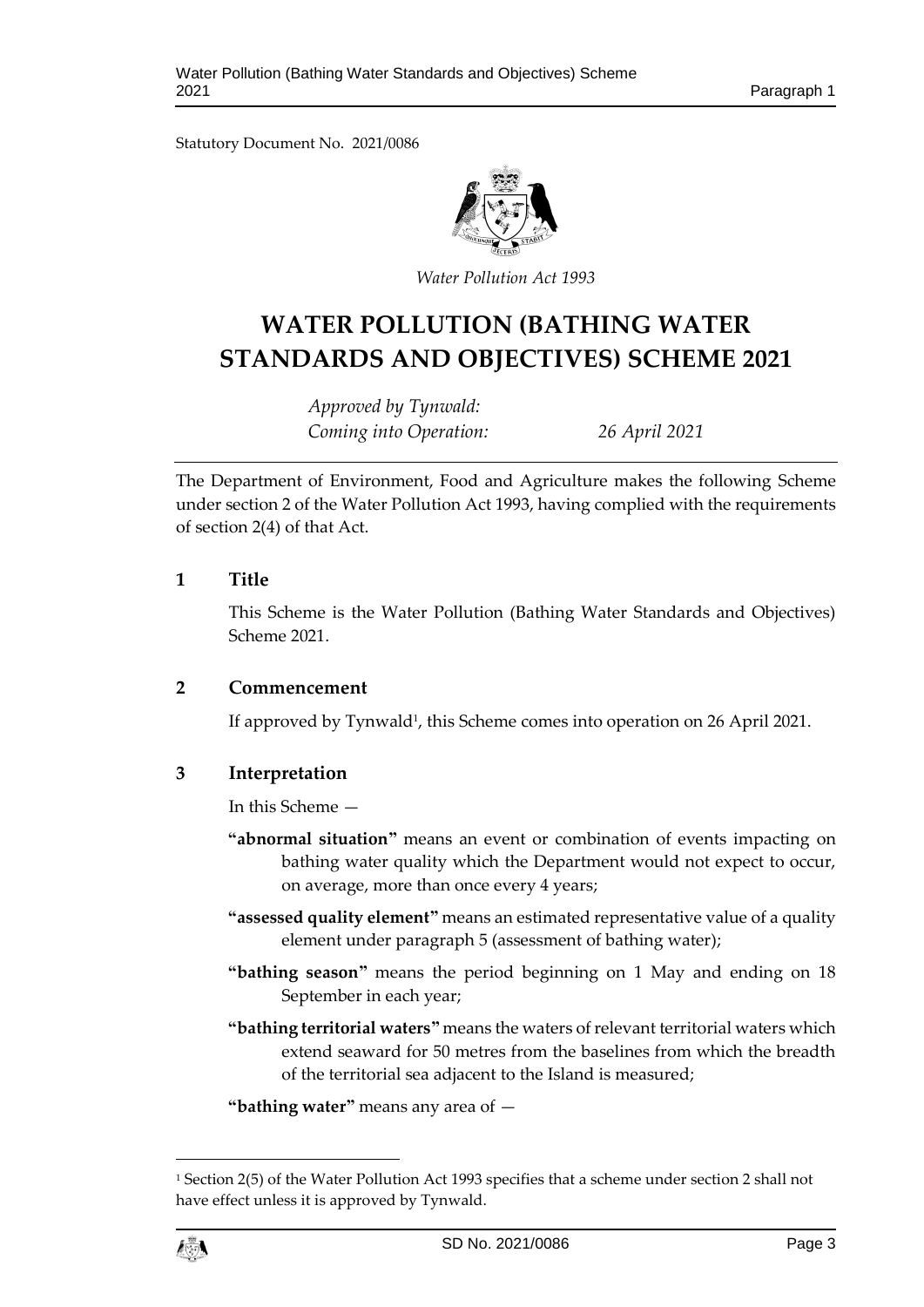Statutory Document No. 2021/0086

*Water Pollution Act 1993*

# WATER POLLUTION (BATHING WATER STANDARDS AND OBJECTIVES) SCHEME 2021

*Approved by Tynwald:*
*Coming into Operation: 26 April 2021*

The Department of Environment, Food and Agriculture makes the following Scheme under section 2 of the Water Pollution Act 1993, having complied with the requirements of section 2(4) of that Act.

## 1 Title

This Scheme is the Water Pollution (Bathing Water Standards and Objectives) Scheme 2021.

## 2 Commencement

If approved by Tynwald[1], this Scheme comes into operation on 26 April 2021.

## 3 Interpretation

In this Scheme —

**"abnormal situation"** means an event or combination of events impacting on bathing water quality which the Department would not expect to occur, on average, more than once every 4 years;

**"assessed quality element"** means an estimated representative value of a quality element under paragraph 5 (assessment of bathing water);

**"bathing season"** means the period beginning on 1 May and ending on 18 September in each year;

**"bathing territorial waters"** means the waters of relevant territorial waters which extend seaward for 50 metres from the baselines from which the breadth of the territorial sea adjacent to the Island is measured;

**"bathing water"** means any area of —

[1] Section 2(5) of the Water Pollution Act 1993 specifies that a scheme under section 2 shall not have effect unless it is approved by Tynwald.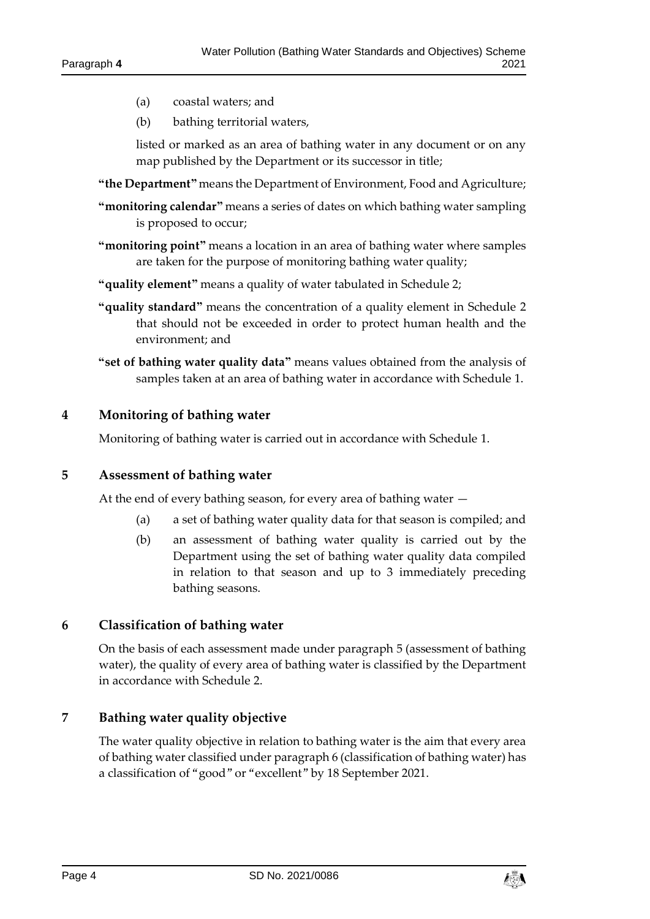(a) coastal waters; and

(b) bathing territorial waters,

listed or marked as an area of bathing water in any document or on any map published by the Department or its successor in title;

**"the Department"** means the Department of Environment, Food and Agriculture;

**"monitoring calendar"** means a series of dates on which bathing water sampling is proposed to occur;

**"monitoring point"** means a location in an area of bathing water where samples are taken for the purpose of monitoring bathing water quality;

**"quality element"** means a quality of water tabulated in Schedule 2;

**"quality standard"** means the concentration of a quality element in Schedule 2 that should not be exceeded in order to protect human health and the environment; and

**"set of bathing water quality data"** means values obtained from the analysis of samples taken at an area of bathing water in accordance with Schedule 1.

## 4 Monitoring of bathing water

Monitoring of bathing water is carried out in accordance with Schedule 1.

## 5 Assessment of bathing water

At the end of every bathing season, for every area of bathing water —

(a) a set of bathing water quality data for that season is compiled; and

(b) an assessment of bathing water quality is carried out by the Department using the set of bathing water quality data compiled in relation to that season and up to 3 immediately preceding bathing seasons.

## 6 Classification of bathing water

On the basis of each assessment made under paragraph 5 (assessment of bathing water), the quality of every area of bathing water is classified by the Department in accordance with Schedule 2.

## 7 Bathing water quality objective

The water quality objective in relation to bathing water is the aim that every area of bathing water classified under paragraph 6 (classification of bathing water) has a classification of "good" or "excellent" by 18 September 2021.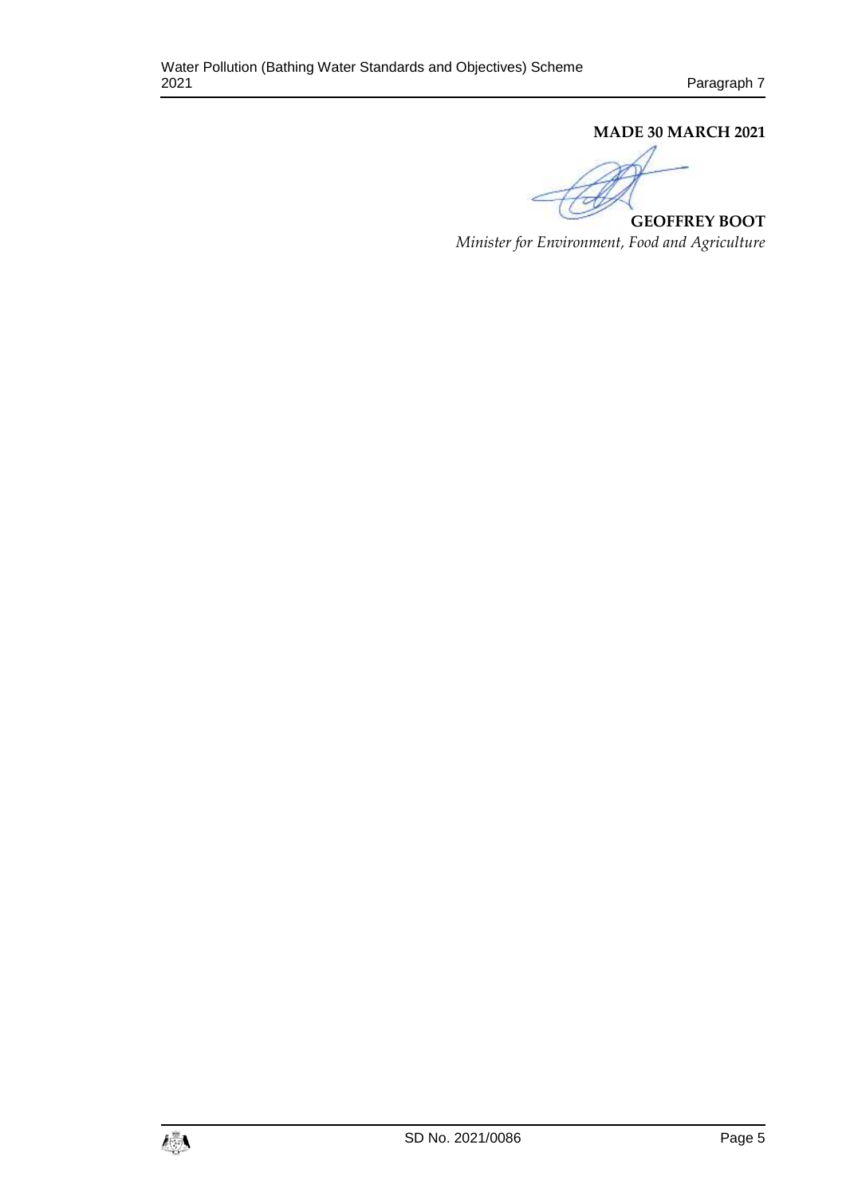**MADE 30 MARCH 2021**

**GEOFFREY BOOT**

*Minister for Environment, Food and Agriculture*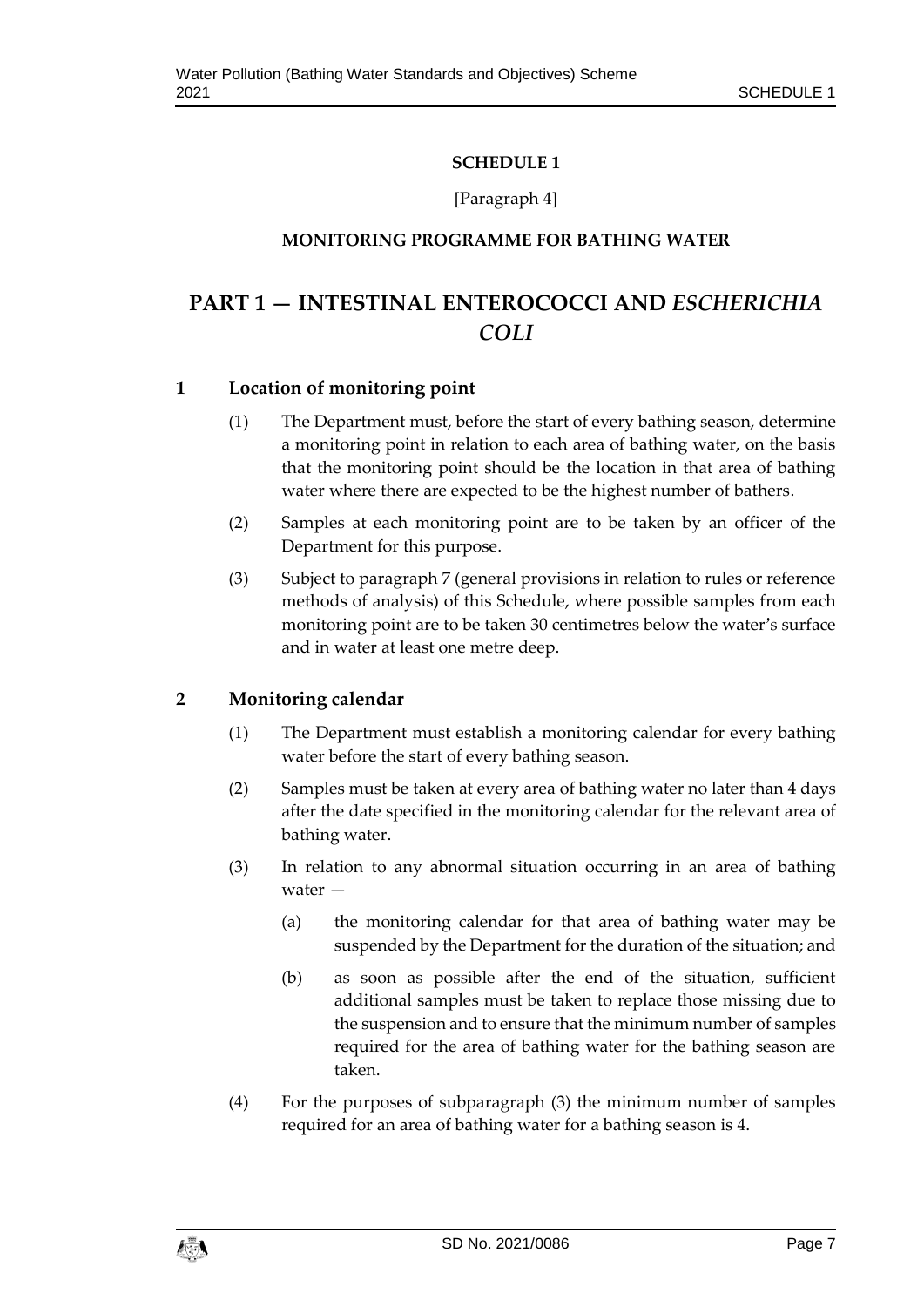**SCHEDULE 1**

[Paragraph 4]

**MONITORING PROGRAMME FOR BATHING WATER**

# PART 1 — INTESTINAL ENTEROCOCCI AND *ESCHERICHIA COLI*

## 1 Location of monitoring point

(1) The Department must, before the start of every bathing season, determine a monitoring point in relation to each area of bathing water, on the basis that the monitoring point should be the location in that area of bathing water where there are expected to be the highest number of bathers.

(2) Samples at each monitoring point are to be taken by an officer of the Department for this purpose.

(3) Subject to paragraph 7 (general provisions in relation to rules or reference methods of analysis) of this Schedule, where possible samples from each monitoring point are to be taken 30 centimetres below the water's surface and in water at least one metre deep.

## 2 Monitoring calendar

(1) The Department must establish a monitoring calendar for every bathing water before the start of every bathing season.

(2) Samples must be taken at every area of bathing water no later than 4 days after the date specified in the monitoring calendar for the relevant area of bathing water.

(3) In relation to any abnormal situation occurring in an area of bathing water —

(a) the monitoring calendar for that area of bathing water may be suspended by the Department for the duration of the situation; and

(b) as soon as possible after the end of the situation, sufficient additional samples must be taken to replace those missing due to the suspension and to ensure that the minimum number of samples required for the area of bathing water for the bathing season are taken.

(4) For the purposes of subparagraph (3) the minimum number of samples required for an area of bathing water for a bathing season is 4.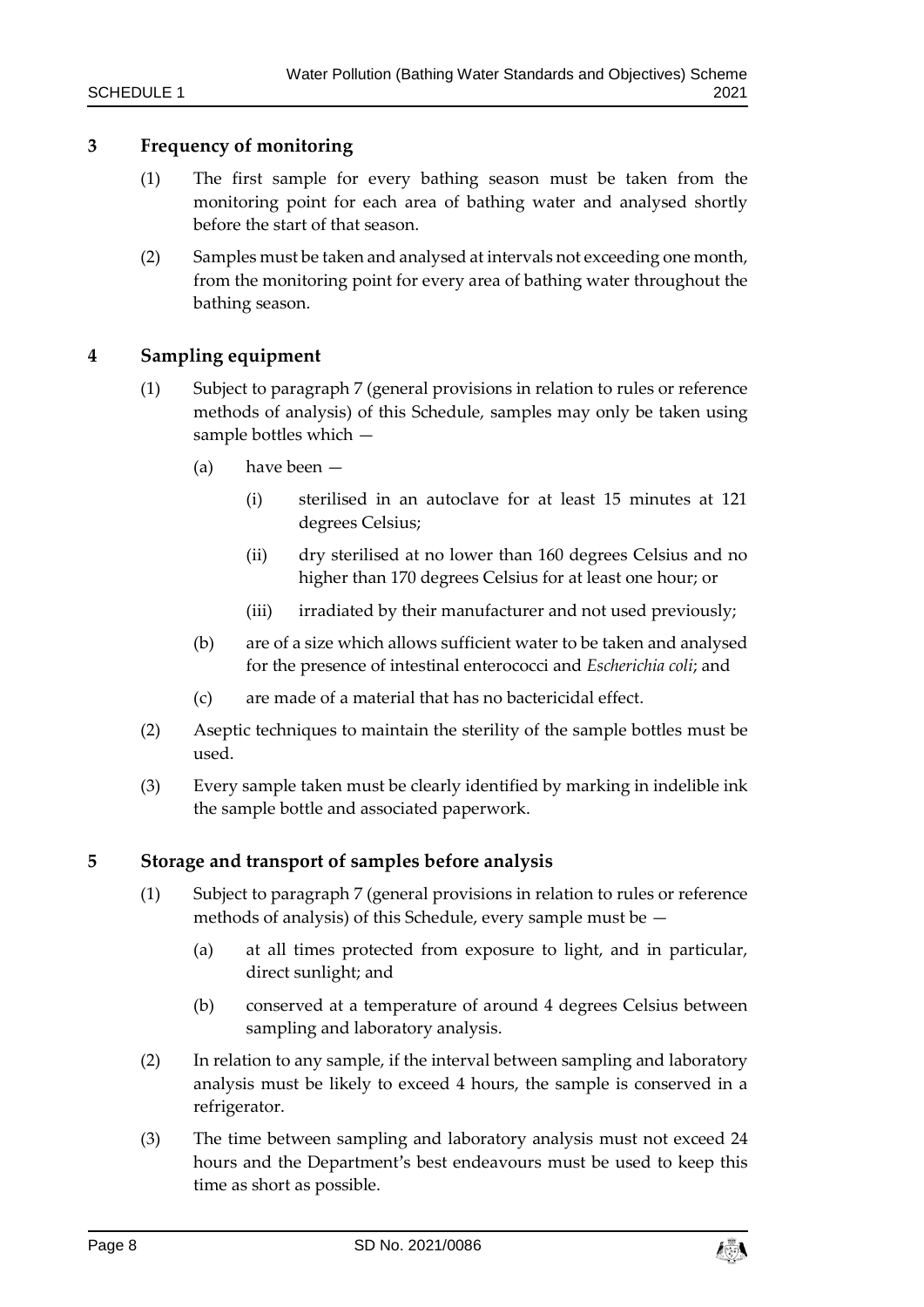## 3 Frequency of monitoring

(1) The first sample for every bathing season must be taken from the monitoring point for each area of bathing water and analysed shortly before the start of that season.

(2) Samples must be taken and analysed at intervals not exceeding one month, from the monitoring point for every area of bathing water throughout the bathing season.

## 4 Sampling equipment

(1) Subject to paragraph 7 (general provisions in relation to rules or reference methods of analysis) of this Schedule, samples may only be taken using sample bottles which —

- (a) have been —
  - (i) sterilised in an autoclave for at least 15 minutes at 121 degrees Celsius;
  - (ii) dry sterilised at no lower than 160 degrees Celsius and no higher than 170 degrees Celsius for at least one hour; or
  - (iii) irradiated by their manufacturer and not used previously;
- (b) are of a size which allows sufficient water to be taken and analysed for the presence of intestinal enterococci and *Escherichia coli*; and
- (c) are made of a material that has no bactericidal effect.

(2) Aseptic techniques to maintain the sterility of the sample bottles must be used.

(3) Every sample taken must be clearly identified by marking in indelible ink the sample bottle and associated paperwork.

## 5 Storage and transport of samples before analysis

(1) Subject to paragraph 7 (general provisions in relation to rules or reference methods of analysis) of this Schedule, every sample must be —

- (a) at all times protected from exposure to light, and in particular, direct sunlight; and
- (b) conserved at a temperature of around 4 degrees Celsius between sampling and laboratory analysis.

(2) In relation to any sample, if the interval between sampling and laboratory analysis must be likely to exceed 4 hours, the sample is conserved in a refrigerator.

(3) The time between sampling and laboratory analysis must not exceed 24 hours and the Department's best endeavours must be used to keep this time as short as possible.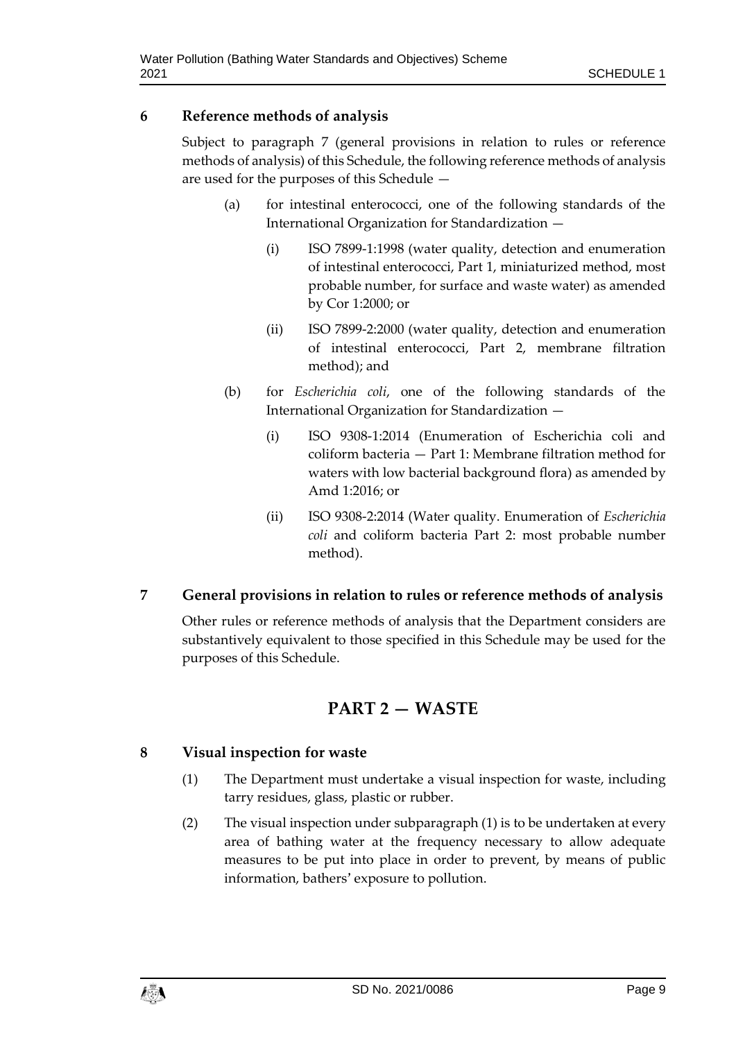### 6 Reference methods of analysis

Subject to paragraph 7 (general provisions in relation to rules or reference methods of analysis) of this Schedule, the following reference methods of analysis are used for the purposes of this Schedule —

(a) for intestinal enterococci, one of the following standards of the International Organization for Standardization —

(i) ISO 7899-1:1998 (water quality, detection and enumeration of intestinal enterococci, Part 1, miniaturized method, most probable number, for surface and waste water) as amended by Cor 1:2000; or

(ii) ISO 7899-2:2000 (water quality, detection and enumeration of intestinal enterococci, Part 2, membrane filtration method); and

(b) for *Escherichia coli*, one of the following standards of the International Organization for Standardization —

(i) ISO 9308-1:2014 (Enumeration of Escherichia coli and coliform bacteria — Part 1: Membrane filtration method for waters with low bacterial background flora) as amended by Amd 1:2016; or

(ii) ISO 9308-2:2014 (Water quality. Enumeration of *Escherichia coli* and coliform bacteria Part 2: most probable number method).

### 7 General provisions in relation to rules or reference methods of analysis

Other rules or reference methods of analysis that the Department considers are substantively equivalent to those specified in this Schedule may be used for the purposes of this Schedule.

## PART 2 — WASTE

### 8 Visual inspection for waste

(1) The Department must undertake a visual inspection for waste, including tarry residues, glass, plastic or rubber.

(2) The visual inspection under subparagraph (1) is to be undertaken at every area of bathing water at the frequency necessary to allow adequate measures to be put into place in order to prevent, by means of public information, bathers' exposure to pollution.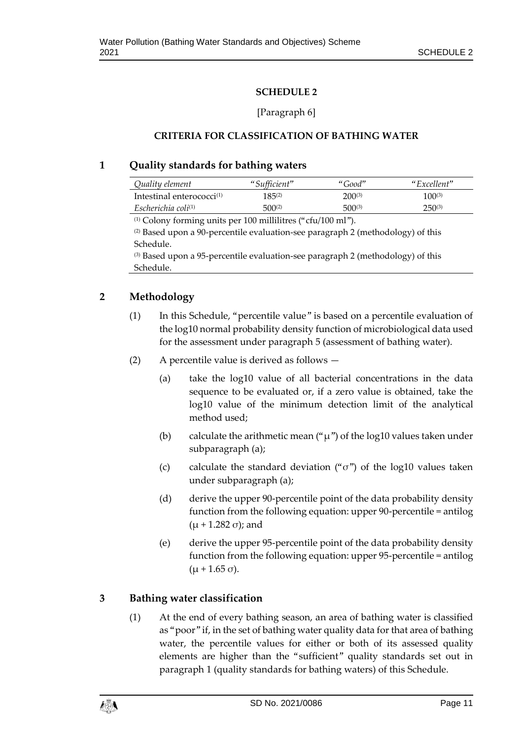## SCHEDULE 2

[Paragraph 6]

### CRITERIA FOR CLASSIFICATION OF BATHING WATER

### 1 Quality standards for bathing waters

| *Quality element* | *"Sufficient"* | *"Good"* | *"Excellent"* |
| --- | --- | --- | --- |
| Intestinal enterococci[(1)] | 185[(2)] | 200[(3)] | 100[(3)] |
| *Escherichia coli*[(1)] | 500[(2)] | 500[(3)] | 250[(3)] |

[(1)] Colony forming units per 100 millilitres ("cfu/100 ml").

[(2)] Based upon a 90-percentile evaluation-see paragraph 2 (methodology) of this Schedule.

[(3)] Based upon a 95-percentile evaluation-see paragraph 2 (methodology) of this Schedule.

### 2 Methodology

(1) In this Schedule, "percentile value" is based on a percentile evaluation of the log10 normal probability density function of microbiological data used for the assessment under paragraph 5 (assessment of bathing water).

(2) A percentile value is derived as follows —

(a) take the log10 value of all bacterial concentrations in the data sequence to be evaluated or, if a zero value is obtained, take the log10 value of the minimum detection limit of the analytical method used;

(b) calculate the arithmetic mean ("$\mu$") of the log10 values taken under subparagraph (a);

(c) calculate the standard deviation ("$\sigma$") of the log10 values taken under subparagraph (a);

(d) derive the upper 90-percentile point of the data probability density function from the following equation: upper 90-percentile = antilog $(\mu + 1.282\ \sigma)$; and

(e) derive the upper 95-percentile point of the data probability density function from the following equation: upper 95-percentile = antilog $(\mu + 1.65\ \sigma)$.

### 3 Bathing water classification

(1) At the end of every bathing season, an area of bathing water is classified as "poor" if, in the set of bathing water quality data for that area of bathing water, the percentile values for either or both of its assessed quality elements are higher than the "sufficient" quality standards set out in paragraph 1 (quality standards for bathing waters) of this Schedule.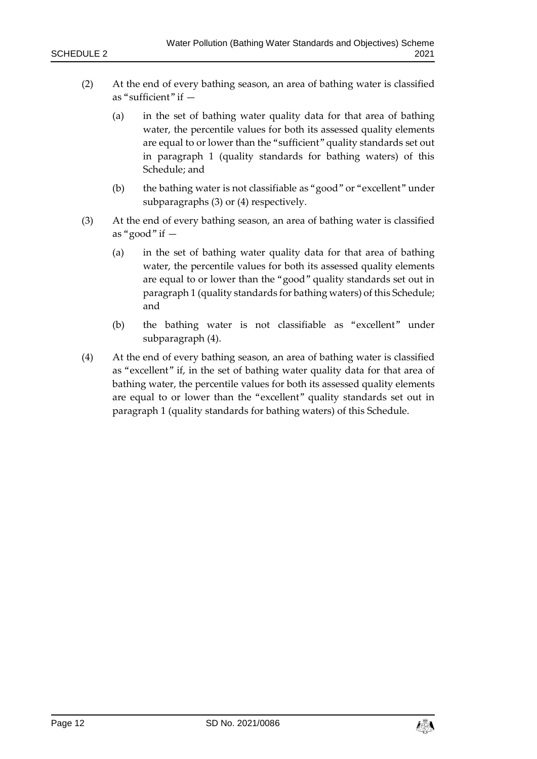(2) At the end of every bathing season, an area of bathing water is classified as "sufficient" if —

(a) in the set of bathing water quality data for that area of bathing water, the percentile values for both its assessed quality elements are equal to or lower than the "sufficient" quality standards set out in paragraph 1 (quality standards for bathing waters) of this Schedule; and

(b) the bathing water is not classifiable as "good" or "excellent" under subparagraphs (3) or (4) respectively.

(3) At the end of every bathing season, an area of bathing water is classified as "good" if —

(a) in the set of bathing water quality data for that area of bathing water, the percentile values for both its assessed quality elements are equal to or lower than the "good" quality standards set out in paragraph 1 (quality standards for bathing waters) of this Schedule; and

(b) the bathing water is not classifiable as "excellent" under subparagraph (4).

(4) At the end of every bathing season, an area of bathing water is classified as "excellent" if, in the set of bathing water quality data for that area of bathing water, the percentile values for both its assessed quality elements are equal to or lower than the "excellent" quality standards set out in paragraph 1 (quality standards for bathing waters) of this Schedule.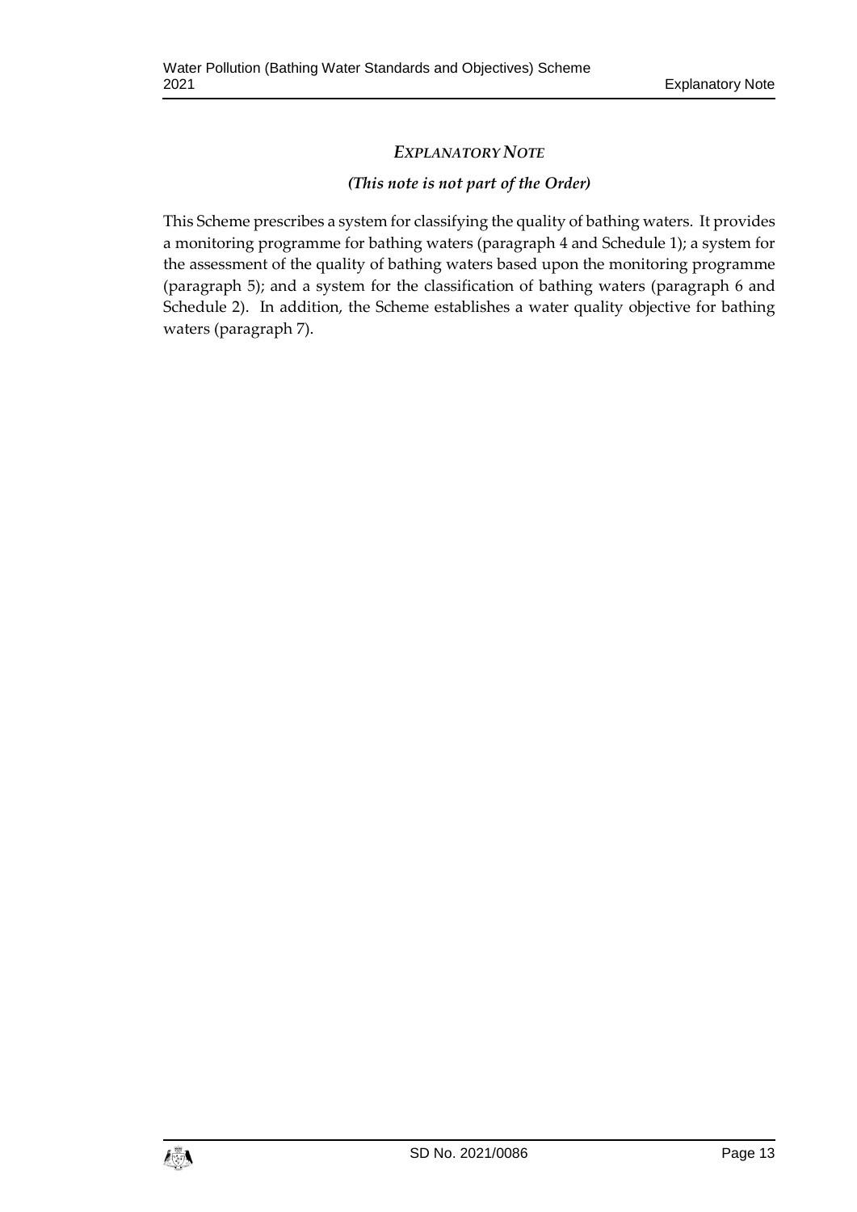## *EXPLANATORY NOTE*

***(This note is not part of the Order)***

This Scheme prescribes a system for classifying the quality of bathing waters. It provides a monitoring programme for bathing waters (paragraph 4 and Schedule 1); a system for the assessment of the quality of bathing waters based upon the monitoring programme (paragraph 5); and a system for the classification of bathing waters (paragraph 6 and Schedule 2). In addition, the Scheme establishes a water quality objective for bathing waters (paragraph 7).